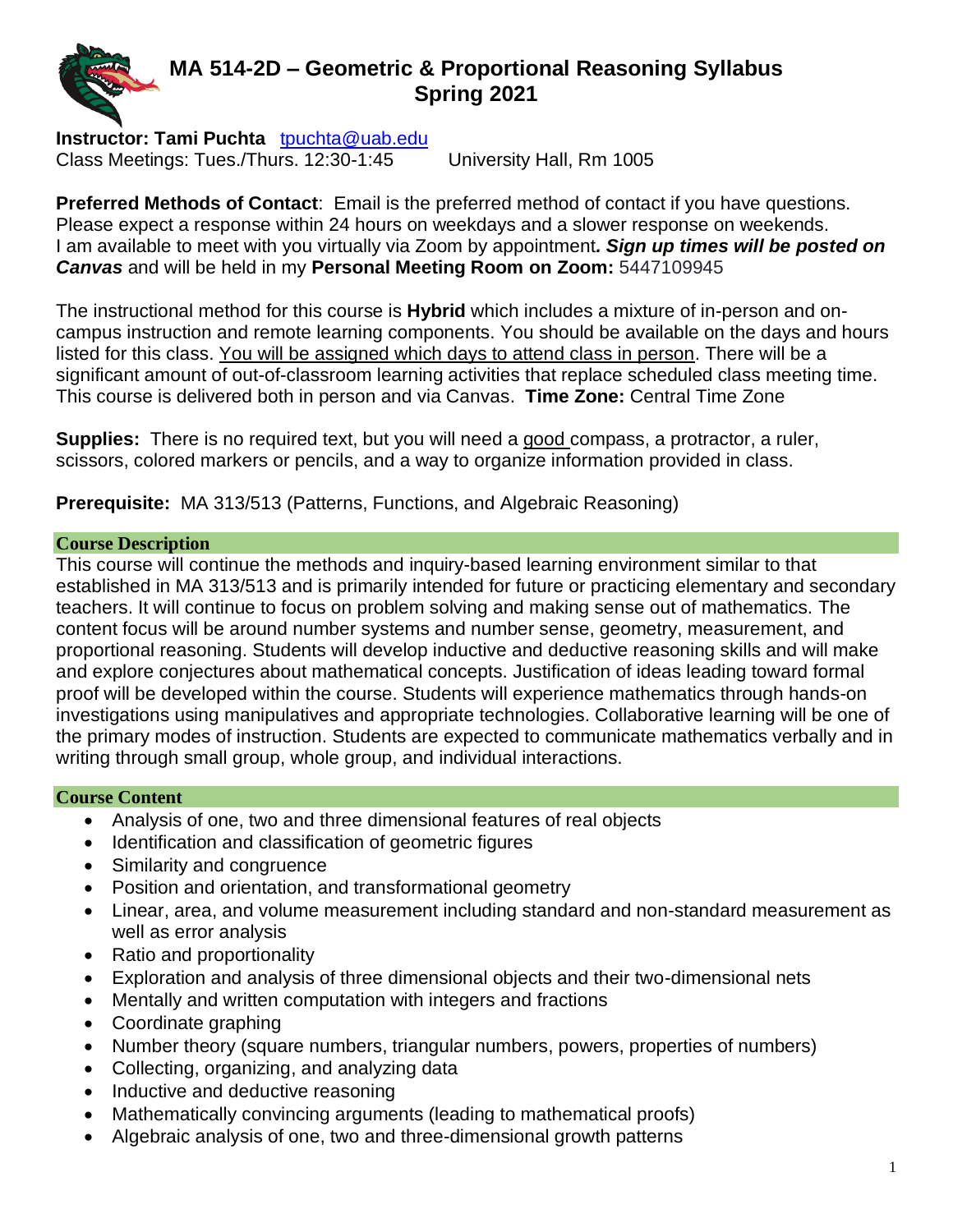# MA 514-2D – Geometric & Proportional Reasoning Syllabus
## Spring 2021

**Instructor: Tami Puchta** tpuchta@uab.edu
Class Meetings: Tues./Thurs. 12:30-1:45 University Hall, Rm 1005

**Preferred Methods of Contact**: Email is the preferred method of contact if you have questions. Please expect a response within 24 hours on weekdays and a slower response on weekends. I am available to meet with you virtually via Zoom by appointment***. Sign up times will be posted on Canvas*** and will be held in my **Personal Meeting Room on Zoom:** 5447109945

The instructional method for this course is **Hybrid** which includes a mixture of in-person and on-campus instruction and remote learning components. You should be available on the days and hours listed for this class. <u>You will be assigned which days to attend class in person</u>. There will be a significant amount of out-of-classroom learning activities that replace scheduled class meeting time. This course is delivered both in person and via Canvas. **Time Zone:** Central Time Zone

**Supplies:** There is no required text, but you will need a <u>good</u> compass, a protractor, a ruler, scissors, colored markers or pencils, and a way to organize information provided in class.

**Prerequisite:** MA 313/513 (Patterns, Functions, and Algebraic Reasoning)

## Course Description

This course will continue the methods and inquiry-based learning environment similar to that established in MA 313/513 and is primarily intended for future or practicing elementary and secondary teachers. It will continue to focus on problem solving and making sense out of mathematics. The content focus will be around number systems and number sense, geometry, measurement, and proportional reasoning. Students will develop inductive and deductive reasoning skills and will make and explore conjectures about mathematical concepts. Justification of ideas leading toward formal proof will be developed within the course. Students will experience mathematics through hands-on investigations using manipulatives and appropriate technologies. Collaborative learning will be one of the primary modes of instruction. Students are expected to communicate mathematics verbally and in writing through small group, whole group, and individual interactions.

## Course Content

- Analysis of one, two and three dimensional features of real objects
- Identification and classification of geometric figures
- Similarity and congruence
- Position and orientation, and transformational geometry
- Linear, area, and volume measurement including standard and non-standard measurement as well as error analysis
- Ratio and proportionality
- Exploration and analysis of three dimensional objects and their two-dimensional nets
- Mentally and written computation with integers and fractions
- Coordinate graphing
- Number theory (square numbers, triangular numbers, powers, properties of numbers)
- Collecting, organizing, and analyzing data
- Inductive and deductive reasoning
- Mathematically convincing arguments (leading to mathematical proofs)
- Algebraic analysis of one, two and three-dimensional growth patterns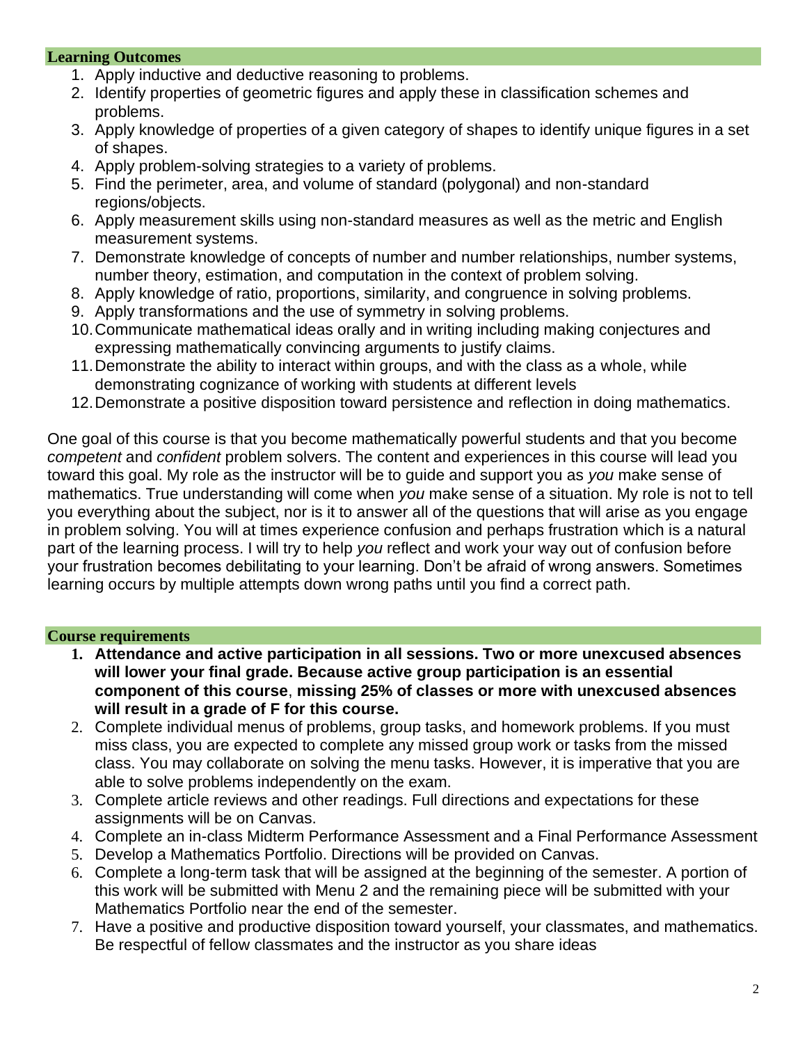## Learning Outcomes

1. Apply inductive and deductive reasoning to problems.
2. Identify properties of geometric figures and apply these in classification schemes and problems.
3. Apply knowledge of properties of a given category of shapes to identify unique figures in a set of shapes.
4. Apply problem-solving strategies to a variety of problems.
5. Find the perimeter, area, and volume of standard (polygonal) and non-standard regions/objects.
6. Apply measurement skills using non-standard measures as well as the metric and English measurement systems.
7. Demonstrate knowledge of concepts of number and number relationships, number systems, number theory, estimation, and computation in the context of problem solving.
8. Apply knowledge of ratio, proportions, similarity, and congruence in solving problems.
9. Apply transformations and the use of symmetry in solving problems.
10. Communicate mathematical ideas orally and in writing including making conjectures and expressing mathematically convincing arguments to justify claims.
11. Demonstrate the ability to interact within groups, and with the class as a whole, while demonstrating cognizance of working with students at different levels
12. Demonstrate a positive disposition toward persistence and reflection in doing mathematics.

One goal of this course is that you become mathematically powerful students and that you become *competent* and *confident* problem solvers. The content and experiences in this course will lead you toward this goal. My role as the instructor will be to guide and support you as *you* make sense of mathematics. True understanding will come when *you* make sense of a situation. My role is not to tell you everything about the subject, nor is it to answer all of the questions that will arise as you engage in problem solving. You will at times experience confusion and perhaps frustration which is a natural part of the learning process. I will try to help *you* reflect and work your way out of confusion before your frustration becomes debilitating to your learning. Don't be afraid of wrong answers. Sometimes learning occurs by multiple attempts down wrong paths until you find a correct path.

## Course requirements

1. **Attendance and active participation in all sessions. Two or more unexcused absences will lower your final grade. Because active group participation is an essential component of this course**, **missing 25% of classes or more with unexcused absences will result in a grade of F for this course.**
2. Complete individual menus of problems, group tasks, and homework problems. If you must miss class, you are expected to complete any missed group work or tasks from the missed class. You may collaborate on solving the menu tasks. However, it is imperative that you are able to solve problems independently on the exam.
3. Complete article reviews and other readings. Full directions and expectations for these assignments will be on Canvas.
4. Complete an in-class Midterm Performance Assessment and a Final Performance Assessment
5. Develop a Mathematics Portfolio. Directions will be provided on Canvas.
6. Complete a long-term task that will be assigned at the beginning of the semester. A portion of this work will be submitted with Menu 2 and the remaining piece will be submitted with your Mathematics Portfolio near the end of the semester.
7. Have a positive and productive disposition toward yourself, your classmates, and mathematics. Be respectful of fellow classmates and the instructor as you share ideas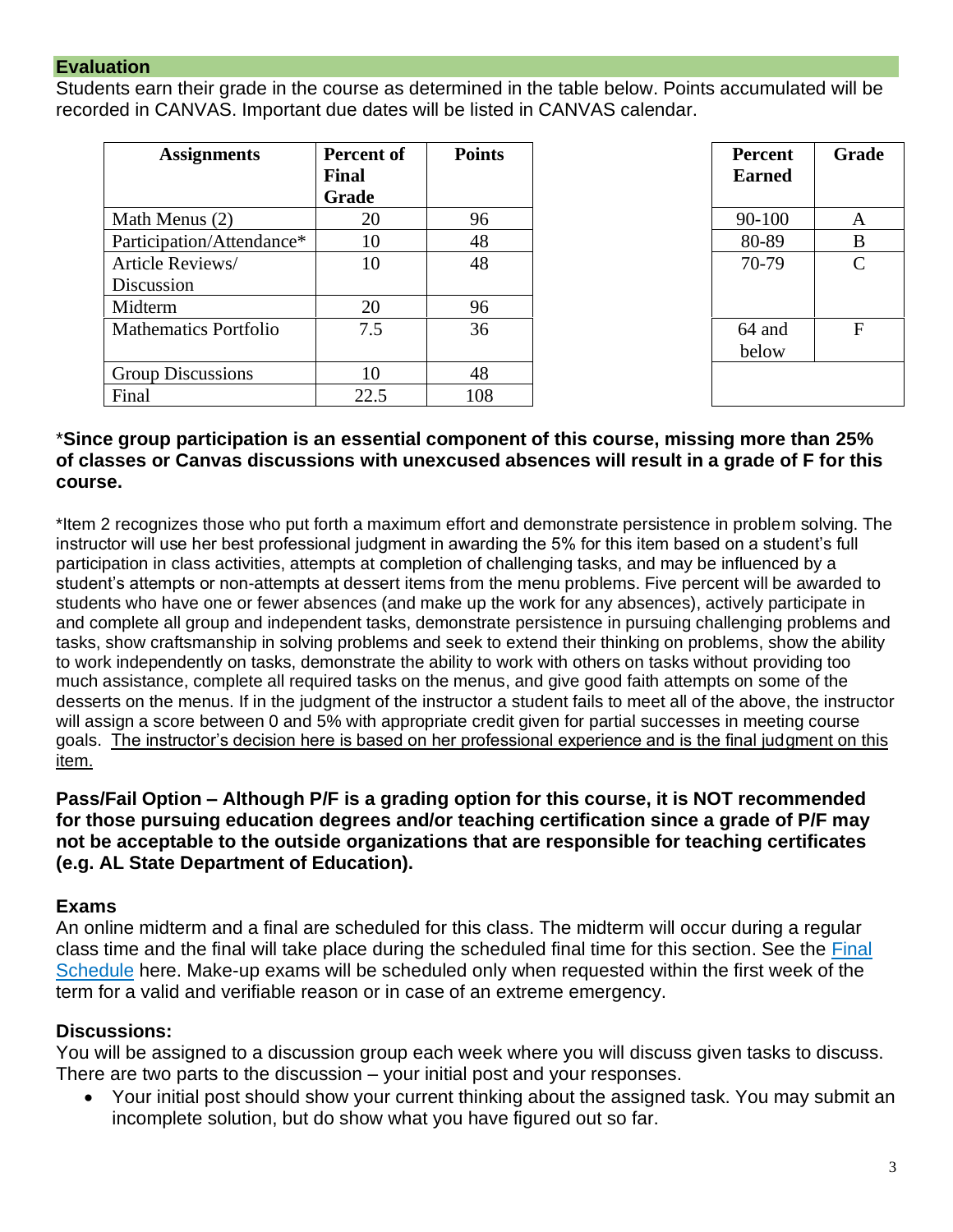## Evaluation

Students earn their grade in the course as determined in the table below. Points accumulated will be recorded in CANVAS. Important due dates will be listed in CANVAS calendar.

| Assignments | Percent of Final Grade | Points |
|---|---|---|
| Math Menus (2) | 20 | 96 |
| Participation/Attendance* | 10 | 48 |
| Article Reviews/ Discussion | 10 | 48 |
| Midterm | 20 | 96 |
| Mathematics Portfolio | 7.5 | 36 |
| Group Discussions | 10 | 48 |
| Final | 22.5 | 108 |

| Percent Earned | Grade |
|---|---|
| 90-100 | A |
| 80-89 | B |
| 70-79 | C |
| 64 and below | F |

***Since group participation is an essential component of this course, missing more than 25% of classes or Canvas discussions with unexcused absences will result in a grade of F for this course.**

*Item 2 recognizes those who put forth a maximum effort and demonstrate persistence in problem solving. The instructor will use her best professional judgment in awarding the 5% for this item based on a student's full participation in class activities, attempts at completion of challenging tasks, and may be influenced by a student's attempts or non-attempts at dessert items from the menu problems. Five percent will be awarded to students who have one or fewer absences (and make up the work for any absences), actively participate in and complete all group and independent tasks, demonstrate persistence in pursuing challenging problems and tasks, show craftsmanship in solving problems and seek to extend their thinking on problems, show the ability to work independently on tasks, demonstrate the ability to work with others on tasks without providing too much assistance, complete all required tasks on the menus, and give good faith attempts on some of the desserts on the menus. If in the judgment of the instructor a student fails to meet all of the above, the instructor will assign a score between 0 and 5% with appropriate credit given for partial successes in meeting course goals. <u>The instructor's decision here is based on her professional experience and is the final judgment on this item.</u>

**Pass/Fail Option – Although P/F is a grading option for this course, it is NOT recommended for those pursuing education degrees and/or teaching certification since a grade of P/F may not be acceptable to the outside organizations that are responsible for teaching certificates (e.g. AL State Department of Education).**

### Exams

An online midterm and a final are scheduled for this class. The midterm will occur during a regular class time and the final will take place during the scheduled final time for this section. See the [Final Schedule]() here. Make-up exams will be scheduled only when requested within the first week of the term for a valid and verifiable reason or in case of an extreme emergency.

### Discussions:

You will be assigned to a discussion group each week where you will discuss given tasks to discuss. There are two parts to the discussion – your initial post and your responses.

- Your initial post should show your current thinking about the assigned task. You may submit an incomplete solution, but do show what you have figured out so far.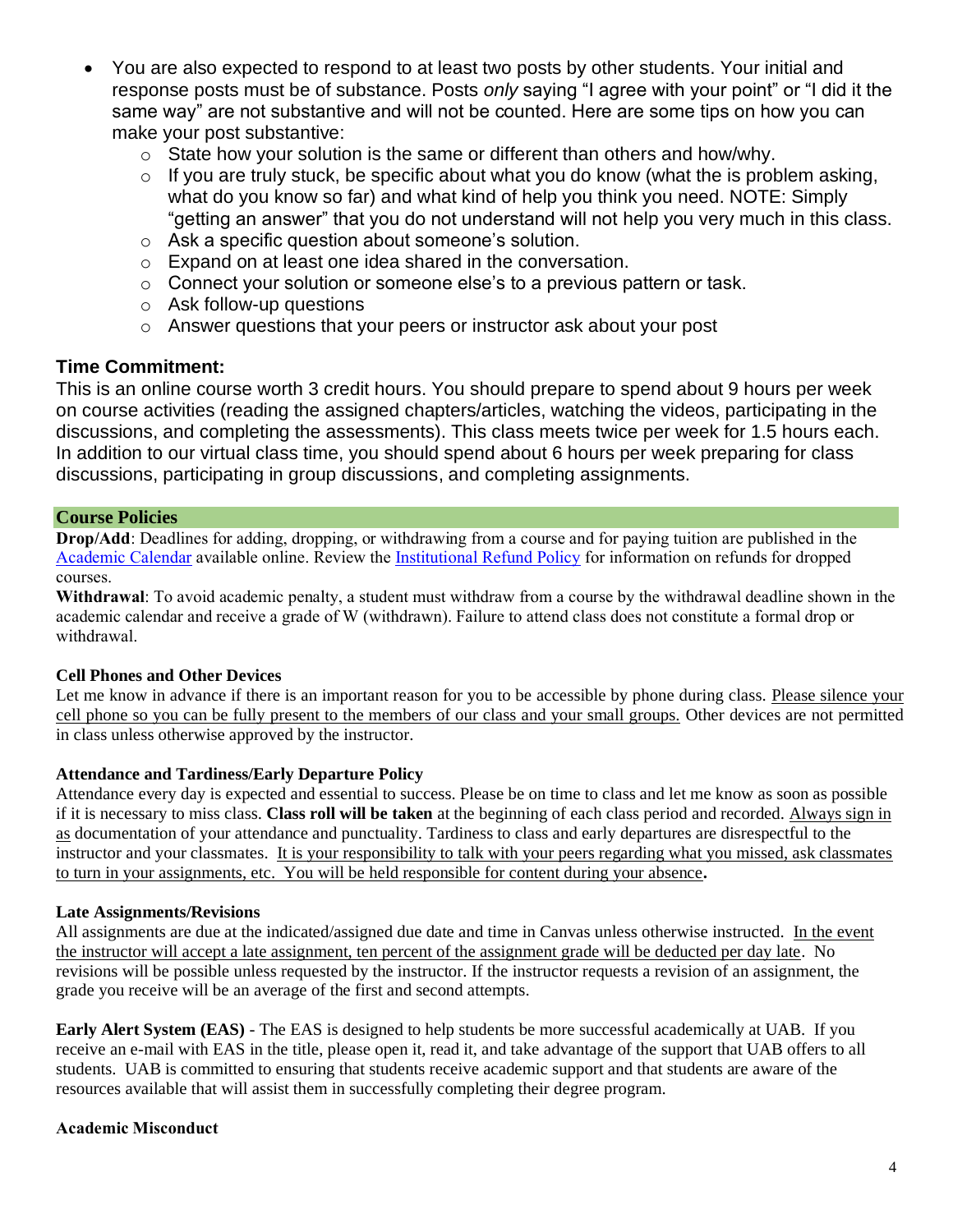- You are also expected to respond to at least two posts by other students. Your initial and response posts must be of substance. Posts *only* saying "I agree with your point" or "I did it the same way" are not substantive and will not be counted. Here are some tips on how you can make your post substantive:
  - State how your solution is the same or different than others and how/why.
  - If you are truly stuck, be specific about what you do know (what the is problem asking, what do you know so far) and what kind of help you think you need. NOTE: Simply "getting an answer" that you do not understand will not help you very much in this class.
  - Ask a specific question about someone's solution.
  - Expand on at least one idea shared in the conversation.
  - Connect your solution or someone else's to a previous pattern or task.
  - Ask follow-up questions
  - Answer questions that your peers or instructor ask about your post

### Time Commitment:

This is an online course worth 3 credit hours. You should prepare to spend about 9 hours per week on course activities (reading the assigned chapters/articles, watching the videos, participating in the discussions, and completing the assessments). This class meets twice per week for 1.5 hours each. In addition to our virtual class time, you should spend about 6 hours per week preparing for class discussions, participating in group discussions, and completing assignments.

## Course Policies

**Drop/Add**: Deadlines for adding, dropping, or withdrawing from a course and for paying tuition are published in the Academic Calendar available online. Review the Institutional Refund Policy for information on refunds for dropped courses.

**Withdrawal**: To avoid academic penalty, a student must withdraw from a course by the withdrawal deadline shown in the academic calendar and receive a grade of W (withdrawn). Failure to attend class does not constitute a formal drop or withdrawal.

### Cell Phones and Other Devices

Let me know in advance if there is an important reason for you to be accessible by phone during class. Please silence your cell phone so you can be fully present to the members of our class and your small groups. Other devices are not permitted in class unless otherwise approved by the instructor.

### Attendance and Tardiness/Early Departure Policy

Attendance every day is expected and essential to success. Please be on time to class and let me know as soon as possible if it is necessary to miss class. **Class roll will be taken** at the beginning of each class period and recorded. Always sign in as documentation of your attendance and punctuality. Tardiness to class and early departures are disrespectful to the instructor and your classmates. It is your responsibility to talk with your peers regarding what you missed, ask classmates to turn in your assignments, etc. You will be held responsible for content during your absence**.**

### Late Assignments/Revisions

All assignments are due at the indicated/assigned due date and time in Canvas unless otherwise instructed. In the event the instructor will accept a late assignment, ten percent of the assignment grade will be deducted per day late. No revisions will be possible unless requested by the instructor. If the instructor requests a revision of an assignment, the grade you receive will be an average of the first and second attempts.

**Early Alert System (EAS)** - The EAS is designed to help students be more successful academically at UAB. If you receive an e-mail with EAS in the title, please open it, read it, and take advantage of the support that UAB offers to all students. UAB is committed to ensuring that students receive academic support and that students are aware of the resources available that will assist them in successfully completing their degree program.

### Academic Misconduct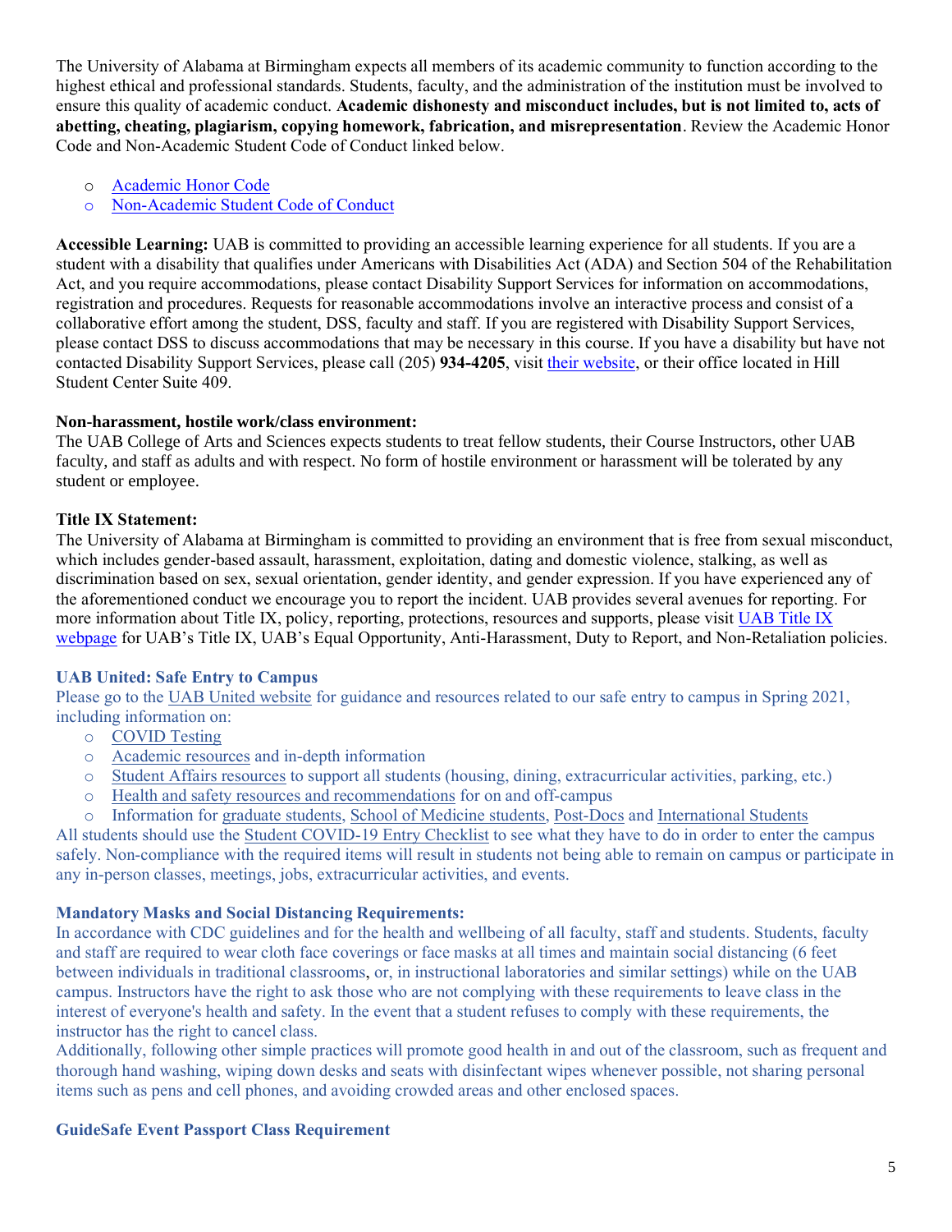The University of Alabama at Birmingham expects all members of its academic community to function according to the highest ethical and professional standards. Students, faculty, and the administration of the institution must be involved to ensure this quality of academic conduct. **Academic dishonesty and misconduct includes, but is not limited to, acts of abetting, cheating, plagiarism, copying homework, fabrication, and misrepresentation**. Review the Academic Honor Code and Non-Academic Student Code of Conduct linked below.

- Academic Honor Code
- Non-Academic Student Code of Conduct

**Accessible Learning:** UAB is committed to providing an accessible learning experience for all students. If you are a student with a disability that qualifies under Americans with Disabilities Act (ADA) and Section 504 of the Rehabilitation Act, and you require accommodations, please contact Disability Support Services for information on accommodations, registration and procedures. Requests for reasonable accommodations involve an interactive process and consist of a collaborative effort among the student, DSS, faculty and staff. If you are registered with Disability Support Services, please contact DSS to discuss accommodations that may be necessary in this course. If you have a disability but have not contacted Disability Support Services, please call (205) **934-4205**, visit their website, or their office located in Hill Student Center Suite 409.

**Non-harassment, hostile work/class environment:**
The UAB College of Arts and Sciences expects students to treat fellow students, their Course Instructors, other UAB faculty, and staff as adults and with respect. No form of hostile environment or harassment will be tolerated by any student or employee.

**Title IX Statement:**
The University of Alabama at Birmingham is committed to providing an environment that is free from sexual misconduct, which includes gender-based assault, harassment, exploitation, dating and domestic violence, stalking, as well as discrimination based on sex, sexual orientation, gender identity, and gender expression. If you have experienced any of the aforementioned conduct we encourage you to report the incident. UAB provides several avenues for reporting. For more information about Title IX, policy, reporting, protections, resources and supports, please visit UAB Title IX webpage for UAB's Title IX, UAB's Equal Opportunity, Anti-Harassment, Duty to Report, and Non-Retaliation policies.

**UAB United: Safe Entry to Campus**
Please go to the UAB United website for guidance and resources related to our safe entry to campus in Spring 2021, including information on:

- COVID Testing
- Academic resources and in-depth information
- Student Affairs resources to support all students (housing, dining, extracurricular activities, parking, etc.)
- Health and safety resources and recommendations for on and off-campus
- Information for graduate students, School of Medicine students, Post-Docs and International Students

All students should use the Student COVID-19 Entry Checklist to see what they have to do in order to enter the campus safely. Non-compliance with the required items will result in students not being able to remain on campus or participate in any in-person classes, meetings, jobs, extracurricular activities, and events.

**Mandatory Masks and Social Distancing Requirements:**
In accordance with CDC guidelines and for the health and wellbeing of all faculty, staff and students. Students, faculty and staff are required to wear cloth face coverings or face masks at all times and maintain social distancing (6 feet between individuals in traditional classrooms, or, in instructional laboratories and similar settings) while on the UAB campus. Instructors have the right to ask those who are not complying with these requirements to leave class in the interest of everyone's health and safety. In the event that a student refuses to comply with these requirements, the instructor has the right to cancel class.
Additionally, following other simple practices will promote good health in and out of the classroom, such as frequent and thorough hand washing, wiping down desks and seats with disinfectant wipes whenever possible, not sharing personal items such as pens and cell phones, and avoiding crowded areas and other enclosed spaces.

**GuideSafe Event Passport Class Requirement**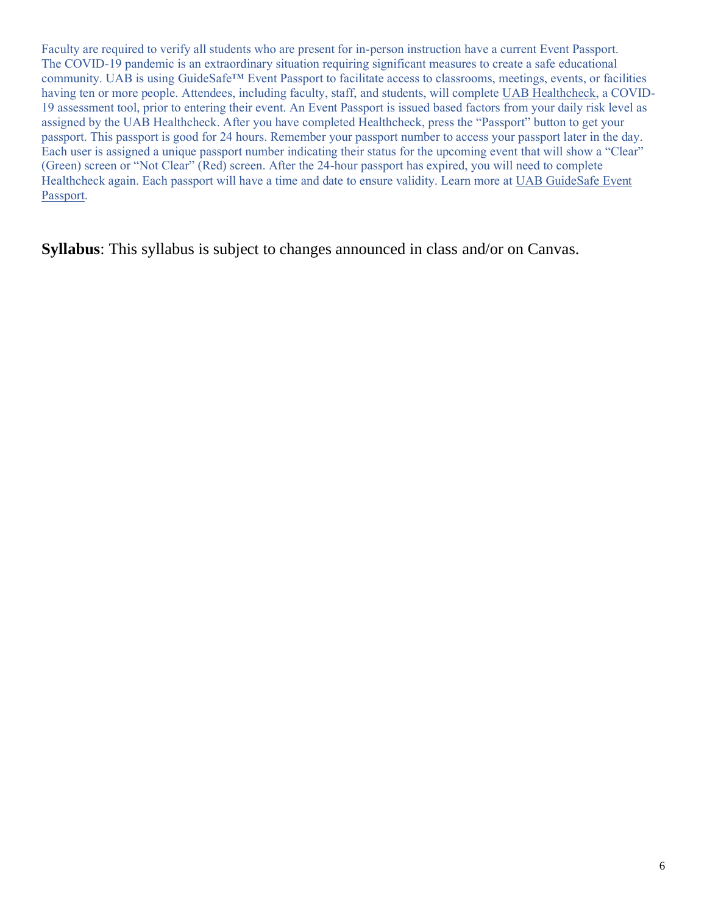Faculty are required to verify all students who are present for in-person instruction have a current Event Passport. The COVID-19 pandemic is an extraordinary situation requiring significant measures to create a safe educational community. UAB is using GuideSafe™ Event Passport to facilitate access to classrooms, meetings, events, or facilities having ten or more people. Attendees, including faculty, staff, and students, will complete UAB Healthcheck, a COVID-19 assessment tool, prior to entering their event. An Event Passport is issued based factors from your daily risk level as assigned by the UAB Healthcheck. After you have completed Healthcheck, press the "Passport" button to get your passport. This passport is good for 24 hours. Remember your passport number to access your passport later in the day. Each user is assigned a unique passport number indicating their status for the upcoming event that will show a "Clear" (Green) screen or "Not Clear" (Red) screen. After the 24-hour passport has expired, you will need to complete Healthcheck again. Each passport will have a time and date to ensure validity. Learn more at UAB GuideSafe Event Passport.

**Syllabus**: This syllabus is subject to changes announced in class and/or on Canvas.